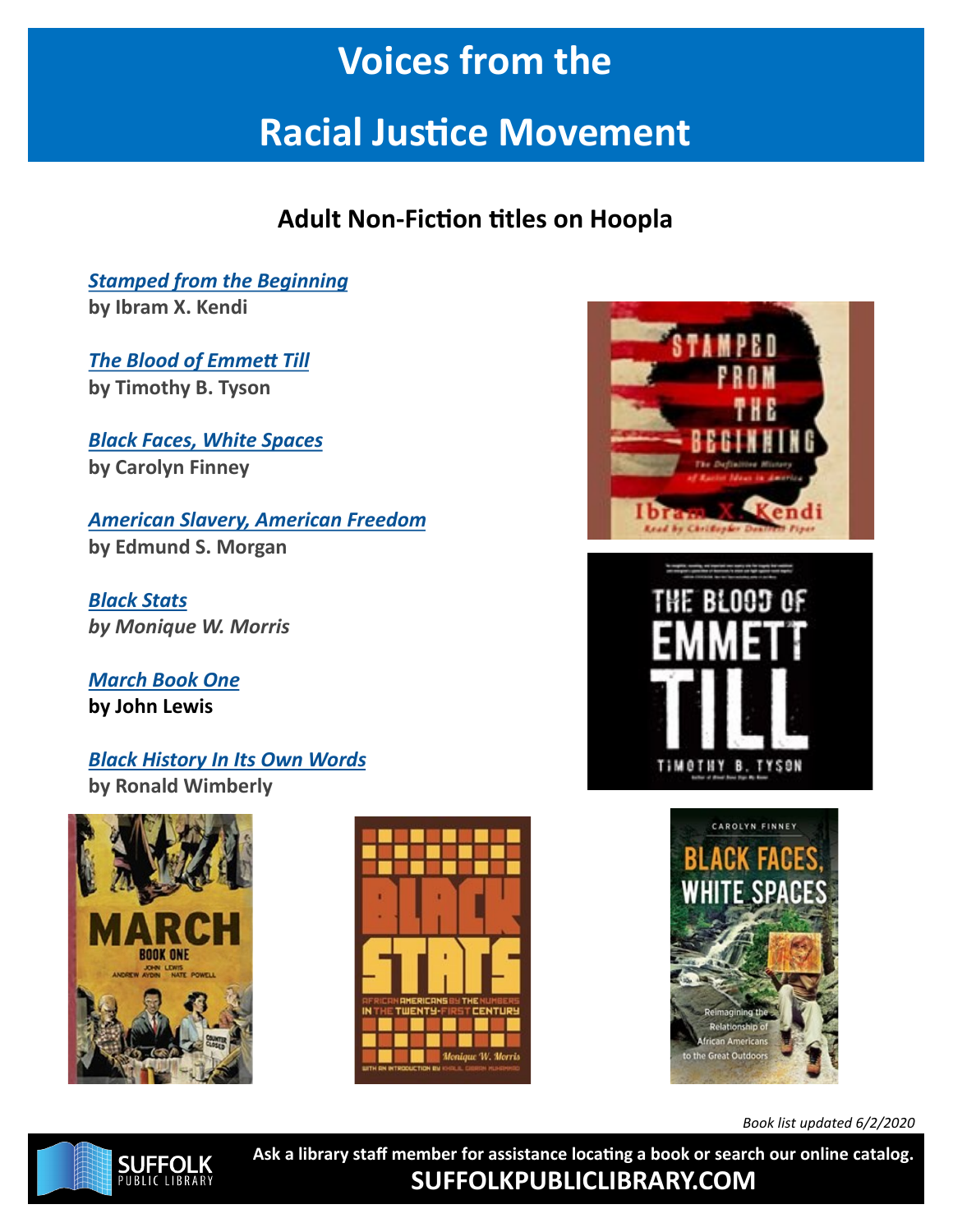# Voices from the Racial Justice Movement

## Adult Non-Fiction titles on Hoopla

***Stamped from the Beginning***
**by Ibram X. Kendi**

***The Blood of Emmett Till***
**by Timothy B. Tyson**

***Black Faces, White Spaces***
**by Carolyn Finney**

***American Slavery, American Freedom***
**by Edmund S. Morgan**

***Black Stats***
***by Monique W. Morris***

***March Book One***
**by John Lewis**

***Black History In Its Own Words***
**by Ronald Wimberly**

*Book list updated 6/2/2020*

**Ask a library staff member for assistance locating a book or search our online catalog.**
**SUFFOLKPUBLICLIBRARY.COM**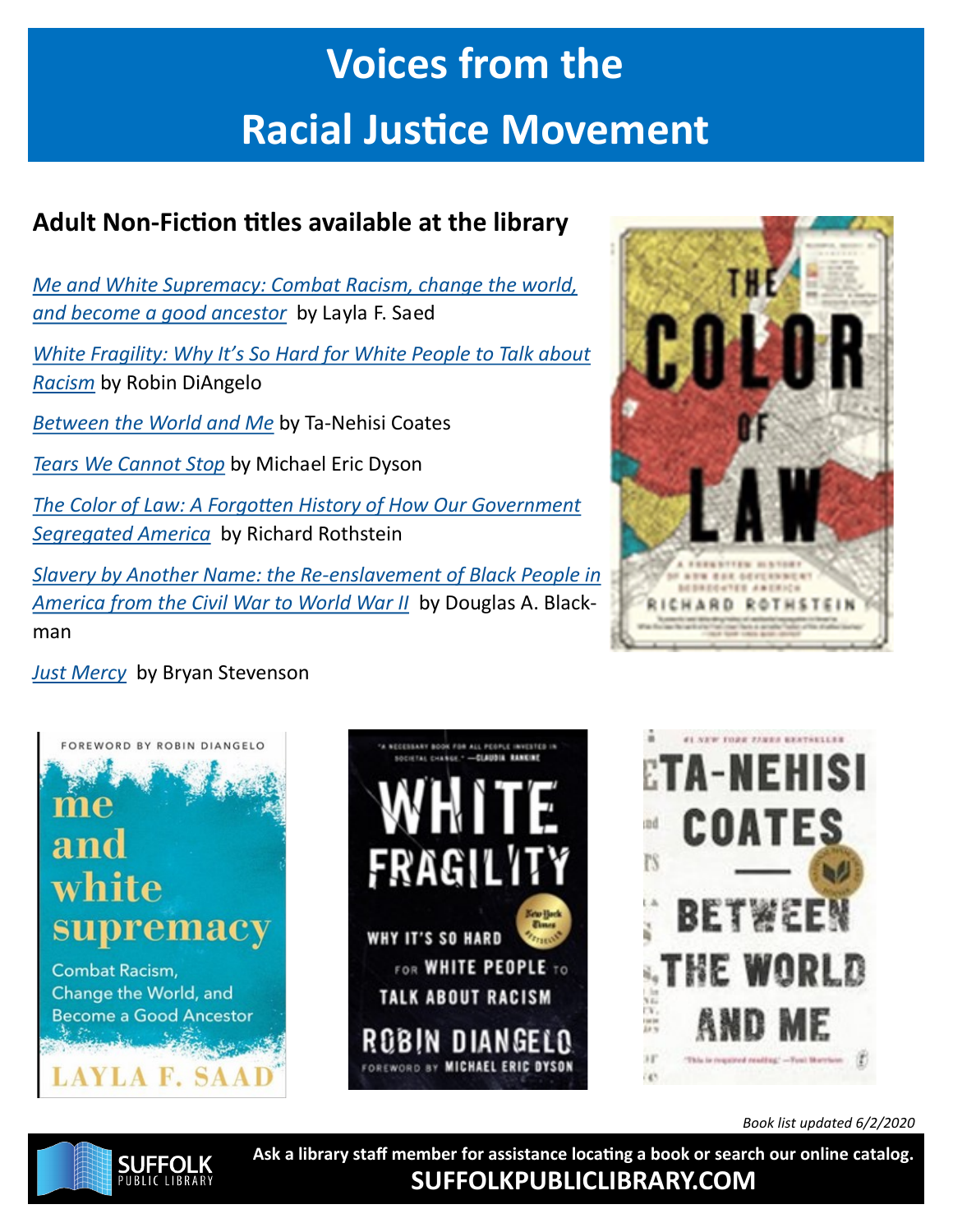# Voices from the Racial Justice Movement

## Adult Non-Fiction titles available at the library

*Me and White Supremacy: Combat Racism, change the world, and become a good ancestor* by Layla F. Saed

*White Fragility: Why It's So Hard for White People to Talk about Racism* by Robin DiAngelo

*Between the World and Me* by Ta-Nehisi Coates

*Tears We Cannot Stop* by Michael Eric Dyson

*The Color of Law: A Forgotten History of How Our Government Segregated America* by Richard Rothstein

*Slavery by Another Name: the Re-enslavement of Black People in America from the Civil War to World War II* by Douglas A. Blackman

*Just Mercy* by Bryan Stevenson

*Book list updated 6/2/2020*

**Ask a library staff member for assistance locating a book or search our online catalog.**

**SUFFOLKPUBLICLIBRARY.COM**